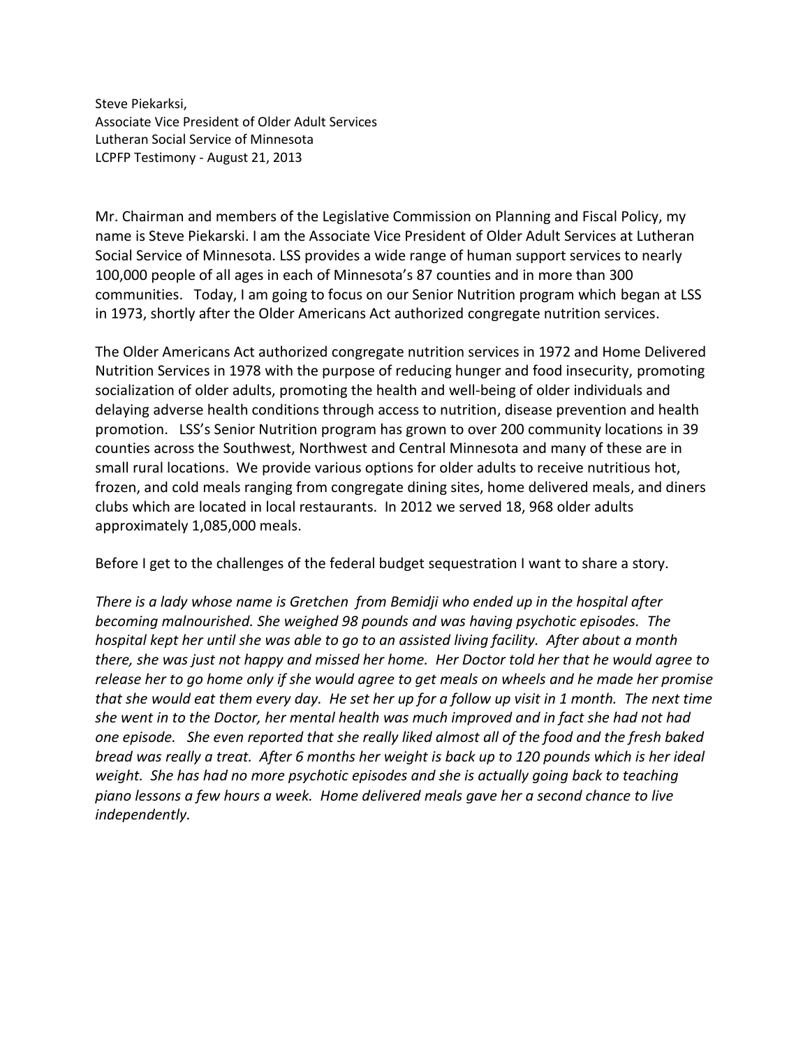Steve Piekarksi,
Associate Vice President of Older Adult Services
Lutheran Social Service of Minnesota
LCPFP Testimony - August 21, 2013

Mr. Chairman and members of the Legislative Commission on Planning and Fiscal Policy, my name is Steve Piekarski. I am the Associate Vice President of Older Adult Services at Lutheran Social Service of Minnesota. LSS provides a wide range of human support services to nearly 100,000 people of all ages in each of Minnesota's 87 counties and in more than 300 communities. Today, I am going to focus on our Senior Nutrition program which began at LSS in 1973, shortly after the Older Americans Act authorized congregate nutrition services.

The Older Americans Act authorized congregate nutrition services in 1972 and Home Delivered Nutrition Services in 1978 with the purpose of reducing hunger and food insecurity, promoting socialization of older adults, promoting the health and well-being of older individuals and delaying adverse health conditions through access to nutrition, disease prevention and health promotion. LSS's Senior Nutrition program has grown to over 200 community locations in 39 counties across the Southwest, Northwest and Central Minnesota and many of these are in small rural locations. We provide various options for older adults to receive nutritious hot, frozen, and cold meals ranging from congregate dining sites, home delivered meals, and diners clubs which are located in local restaurants. In 2012 we served 18, 968 older adults approximately 1,085,000 meals.

Before I get to the challenges of the federal budget sequestration I want to share a story.

*There is a lady whose name is Gretchen from Bemidji who ended up in the hospital after becoming malnourished. She weighed 98 pounds and was having psychotic episodes. The hospital kept her until she was able to go to an assisted living facility. After about a month there, she was just not happy and missed her home. Her Doctor told her that he would agree to release her to go home only if she would agree to get meals on wheels and he made her promise that she would eat them every day. He set her up for a follow up visit in 1 month. The next time she went in to the Doctor, her mental health was much improved and in fact she had not had one episode. She even reported that she really liked almost all of the food and the fresh baked bread was really a treat. After 6 months her weight is back up to 120 pounds which is her ideal weight. She has had no more psychotic episodes and she is actually going back to teaching piano lessons a few hours a week. Home delivered meals gave her a second chance to live independently.*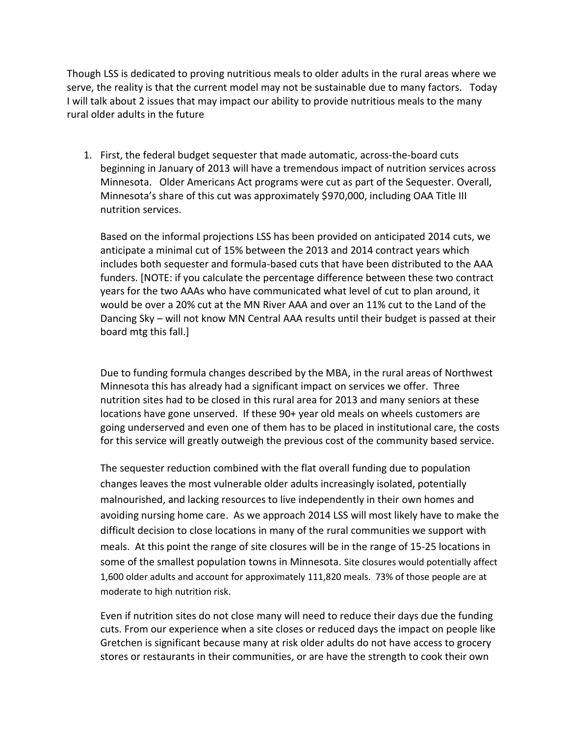Though LSS is dedicated to proving nutritious meals to older adults in the rural areas where we serve, the reality is that the current model may not be sustainable due to many factors. Today I will talk about 2 issues that may impact our ability to provide nutritious meals to the many rural older adults in the future

1. First, the federal budget sequester that made automatic, across-the-board cuts beginning in January of 2013 will have a tremendous impact of nutrition services across Minnesota. Older Americans Act programs were cut as part of the Sequester. Overall, Minnesota's share of this cut was approximately $970,000, including OAA Title III nutrition services.

   Based on the informal projections LSS has been provided on anticipated 2014 cuts, we anticipate a minimal cut of 15% between the 2013 and 2014 contract years which includes both sequester and formula-based cuts that have been distributed to the AAA funders. [NOTE: if you calculate the percentage difference between these two contract years for the two AAAs who have communicated what level of cut to plan around, it would be over a 20% cut at the MN River AAA and over an 11% cut to the Land of the Dancing Sky – will not know MN Central AAA results until their budget is passed at their board mtg this fall.]

   Due to funding formula changes described by the MBA, in the rural areas of Northwest Minnesota this has already had a significant impact on services we offer. Three nutrition sites had to be closed in this rural area for 2013 and many seniors at these locations have gone unserved. If these 90+ year old meals on wheels customers are going underserved and even one of them has to be placed in institutional care, the costs for this service will greatly outweigh the previous cost of the community based service.

   The sequester reduction combined with the flat overall funding due to population changes leaves the most vulnerable older adults increasingly isolated, potentially malnourished, and lacking resources to live independently in their own homes and avoiding nursing home care. As we approach 2014 LSS will most likely have to make the difficult decision to close locations in many of the rural communities we support with meals. At this point the range of site closures will be in the range of 15-25 locations in some of the smallest population towns in Minnesota. Site closures would potentially affect 1,600 older adults and account for approximately 111,820 meals. 73% of those people are at moderate to high nutrition risk.

   Even if nutrition sites do not close many will need to reduce their days due the funding cuts. From our experience when a site closes or reduced days the impact on people like Gretchen is significant because many at risk older adults do not have access to grocery stores or restaurants in their communities, or are have the strength to cook their own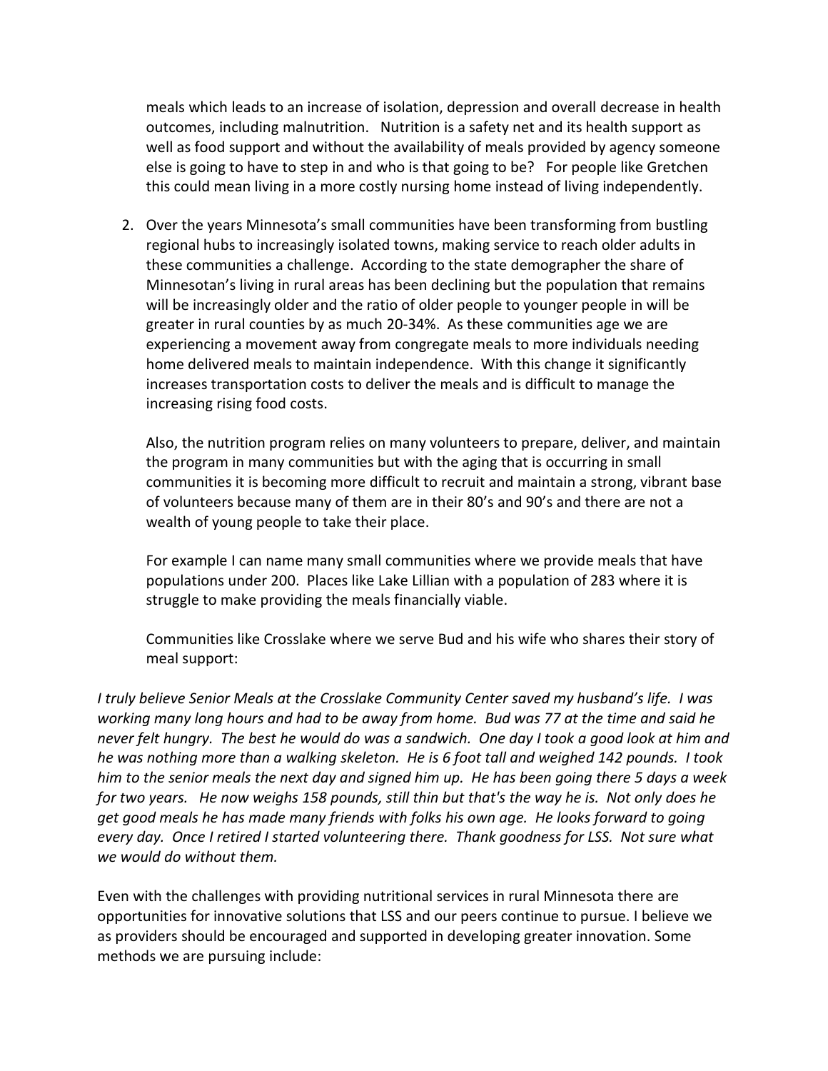meals which leads to an increase of isolation, depression and overall decrease in health outcomes, including malnutrition. Nutrition is a safety net and its health support as well as food support and without the availability of meals provided by agency someone else is going to have to step in and who is that going to be? For people like Gretchen this could mean living in a more costly nursing home instead of living independently.

2. Over the years Minnesota's small communities have been transforming from bustling regional hubs to increasingly isolated towns, making service to reach older adults in these communities a challenge. According to the state demographer the share of Minnesotan's living in rural areas has been declining but the population that remains will be increasingly older and the ratio of older people to younger people in will be greater in rural counties by as much 20-34%. As these communities age we are experiencing a movement away from congregate meals to more individuals needing home delivered meals to maintain independence. With this change it significantly increases transportation costs to deliver the meals and is difficult to manage the increasing rising food costs.

   Also, the nutrition program relies on many volunteers to prepare, deliver, and maintain the program in many communities but with the aging that is occurring in small communities it is becoming more difficult to recruit and maintain a strong, vibrant base of volunteers because many of them are in their 80's and 90's and there are not a wealth of young people to take their place.

   For example I can name many small communities where we provide meals that have populations under 200. Places like Lake Lillian with a population of 283 where it is struggle to make providing the meals financially viable.

   Communities like Crosslake where we serve Bud and his wife who shares their story of meal support:

*I truly believe Senior Meals at the Crosslake Community Center saved my husband's life. I was working many long hours and had to be away from home. Bud was 77 at the time and said he never felt hungry. The best he would do was a sandwich. One day I took a good look at him and he was nothing more than a walking skeleton. He is 6 foot tall and weighed 142 pounds. I took him to the senior meals the next day and signed him up. He has been going there 5 days a week for two years. He now weighs 158 pounds, still thin but that's the way he is. Not only does he get good meals he has made many friends with folks his own age. He looks forward to going every day. Once I retired I started volunteering there. Thank goodness for LSS. Not sure what we would do without them.*

Even with the challenges with providing nutritional services in rural Minnesota there are opportunities for innovative solutions that LSS and our peers continue to pursue. I believe we as providers should be encouraged and supported in developing greater innovation. Some methods we are pursuing include: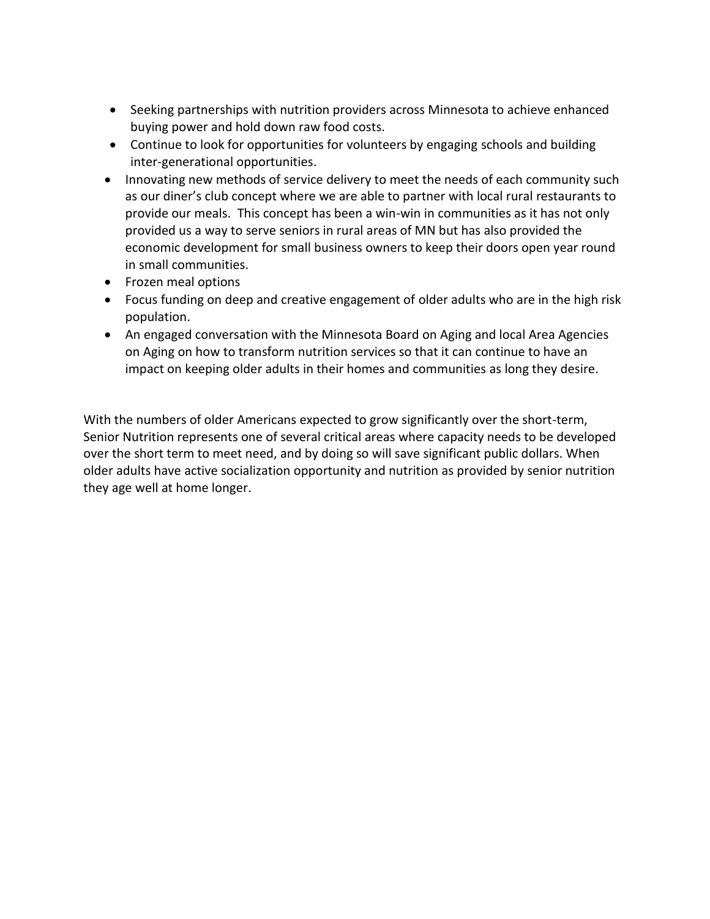- Seeking partnerships with nutrition providers across Minnesota to achieve enhanced buying power and hold down raw food costs.
- Continue to look for opportunities for volunteers by engaging schools and building inter-generational opportunities.
- Innovating new methods of service delivery to meet the needs of each community such as our diner's club concept where we are able to partner with local rural restaurants to provide our meals. This concept has been a win-win in communities as it has not only provided us a way to serve seniors in rural areas of MN but has also provided the economic development for small business owners to keep their doors open year round in small communities.
- Frozen meal options
- Focus funding on deep and creative engagement of older adults who are in the high risk population.
- An engaged conversation with the Minnesota Board on Aging and local Area Agencies on Aging on how to transform nutrition services so that it can continue to have an impact on keeping older adults in their homes and communities as long they desire.

With the numbers of older Americans expected to grow significantly over the short-term, Senior Nutrition represents one of several critical areas where capacity needs to be developed over the short term to meet need, and by doing so will save significant public dollars. When older adults have active socialization opportunity and nutrition as provided by senior nutrition they age well at home longer.